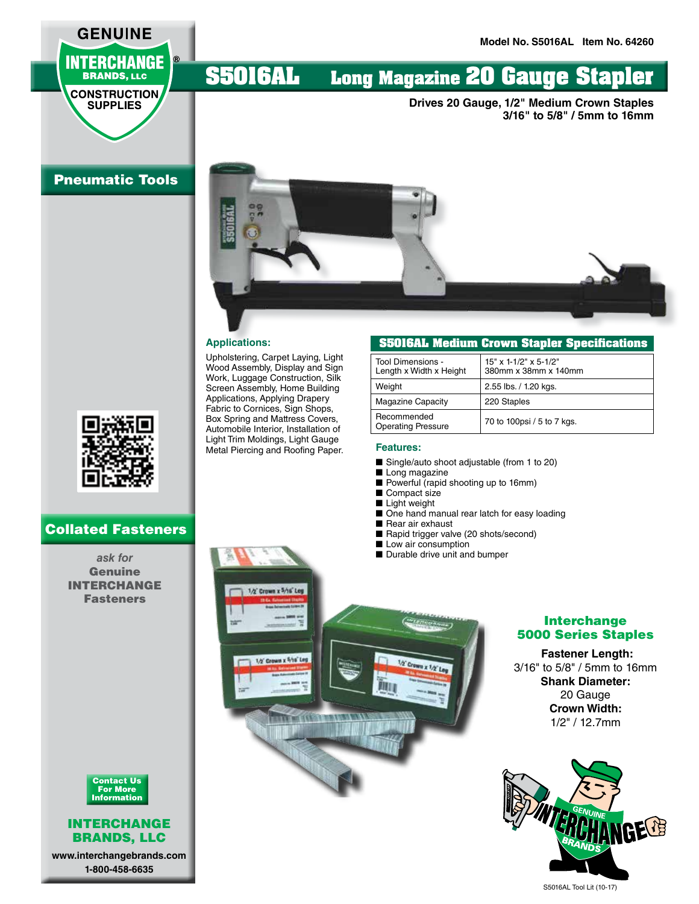GENUINE INTERCHANGE® BRANDS, LLC CONSTRUCTION SUPPLIES

Model No. S5016AL Item No. 64260

# S5016AL Long Magazine 20 Gauge Stapler

**Drives 20 Gauge, 1/2" Medium Crown Staples**
**3/16" to 5/8" / 5mm to 16mm**

## Pneumatic Tools

### Applications:

Upholstering, Carpet Laying, Light Wood Assembly, Display and Sign Work, Luggage Construction, Silk Screen Assembly, Home Building Applications, Applying Drapery Fabric to Cornices, Sign Shops, Box Spring and Mattress Covers, Automobile Interior, Installation of Light Trim Moldings, Light Gauge Metal Piercing and Roofing Paper.

### S5016AL Medium Crown Stapler Specifications

| Specification | Value |
|---|---|
| Tool Dimensions - Length x Width x Height | 15" x 1-1/2" x 5-1/2" 380mm x 38mm x 140mm |
| Weight | 2.55 lbs. / 1.20 kgs. |
| Magazine Capacity | 220 Staples |
| Recommended Operating Pressure | 70 to 100psi / 5 to 7 kgs. |

### Features:

- Single/auto shoot adjustable (from 1 to 20)
- Long magazine
- Powerful (rapid shooting up to 16mm)
- Compact size
- Light weight
- One hand manual rear latch for easy loading
- Rear air exhaust
- Rapid trigger valve (20 shots/second)
- Low air consumption
- Durable drive unit and bumper

## Collated Fasteners

*ask for*
**Genuine INTERCHANGE Fasteners**

### Interchange 5000 Series Staples

**Fastener Length:**
3/16" to 5/8" / 5mm to 16mm
**Shank Diameter:**
20 Gauge
**Crown Width:**
1/2" / 12.7mm

**Contact Us For More Information**

**INTERCHANGE BRANDS, LLC**
**www.interchangebrands.com**
**1-800-458-6635**

S5016AL Tool Lit (10-17)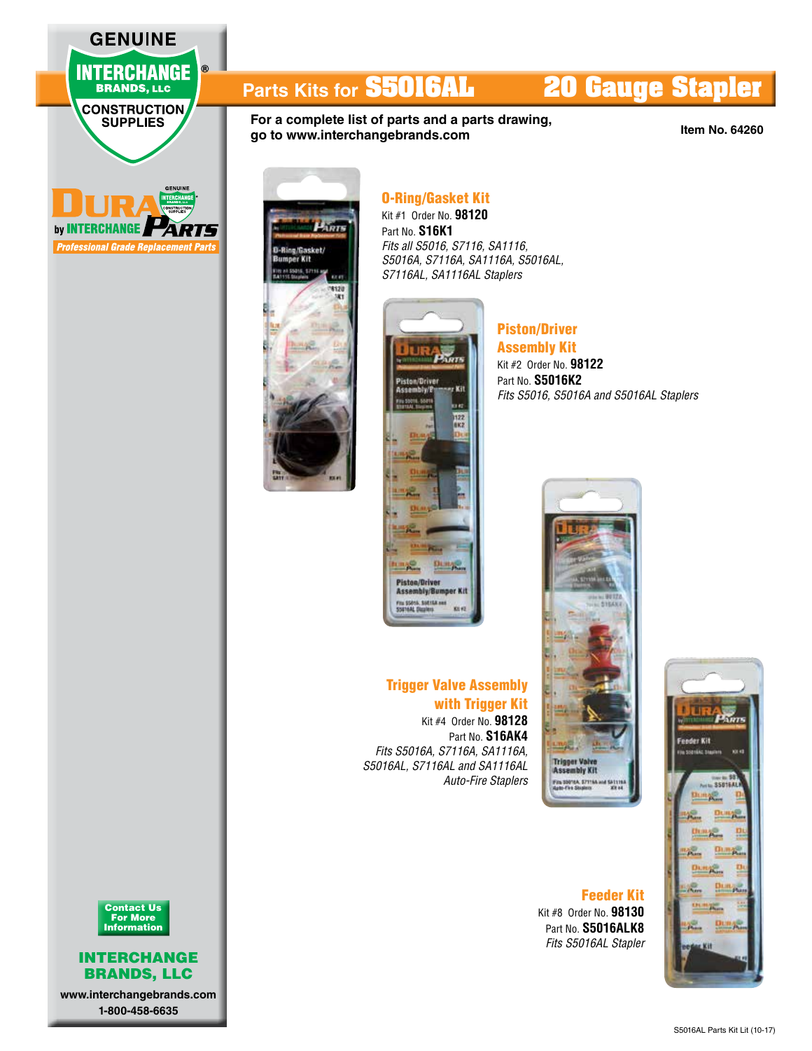GENUINE INTERCHANGE BRANDS, LLC CONSTRUCTION SUPPLIES

DURA PARTS by INTERCHANGE

*Professional Grade Replacement Parts*

# Parts Kits for S5016AL 20 Gauge Stapler

**For a complete list of parts and a parts drawing, go to www.interchangebrands.com**

**Item No. 64260**

## O-Ring/Gasket Kit

Kit #1 Order No. **98120**

Part No. **S16K1**

*Fits all S5016, S7116, SA1116, S5016A, S7116A, SA1116A, S5016AL, S7116AL, SA1116AL Staplers*

## Piston/Driver Assembly Kit

Kit #2 Order No. **98122**

Part No. **S5016K2**

*Fits S5016, S5016A and S5016AL Staplers*

## Trigger Valve Assembly with Trigger Kit

Kit #4 Order No. **98128**

Part No. **S16AK4**

*Fits S5016A, S7116A, SA1116A, S5016AL, S7116AL and SA1116AL Auto-Fire Staplers*

## Feeder Kit

Kit #8 Order No. **98130**

Part No. **S5016ALK8**

*Fits S5016AL Stapler*

**Contact Us For More Information**

**INTERCHANGE BRANDS, LLC**

**www.interchangebrands.com**

**1-800-458-6635**

S5016AL Parts Kit Lit (10-17)